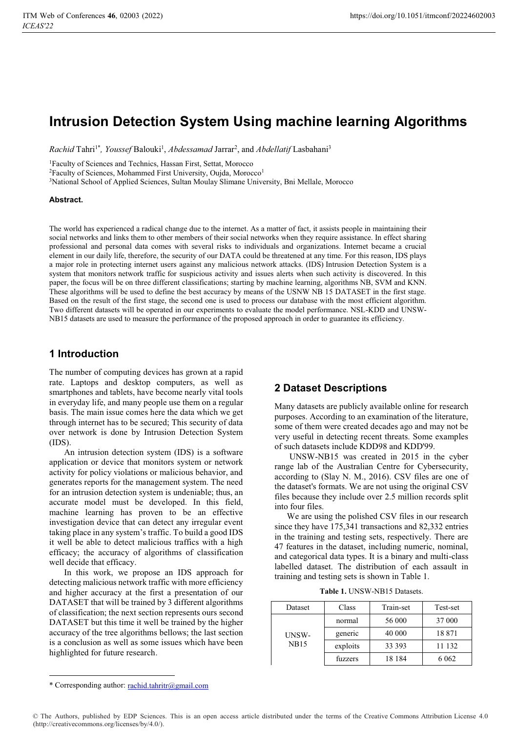# Intrusion Detection System Using machine learning Algorithms

*Rachid* Tahri[1*], *Youssef* Balouki[1], *Abdessamad* Jarrar[2], and *Abdellatif* Lasbahani[3]

[1]Faculty of Sciences and Technics, Hassan First, Settat, Morocco
[2]Faculty of Sciences, Mohammed First University, Oujda, Morocco[1]
[3]National School of Applied Sciences, Sultan Moulay Slimane University, Bni Mellale, Morocco

**Abstract.**

The world has experienced a radical change due to the internet. As a matter of fact, it assists people in maintaining their social networks and links them to other members of their social networks when they require assistance. In effect sharing professional and personal data comes with several risks to individuals and organizations. Internet became a crucial element in our daily life, therefore, the security of our DATA could be threatened at any time. For this reason, IDS plays a major role in protecting internet users against any malicious network attacks. (IDS) Intrusion Detection System is a system that monitors network traffic for suspicious activity and issues alerts when such activity is discovered. In this paper, the focus will be on three different classifications; starting by machine learning, algorithms NB, SVM and KNN. These algorithms will be used to define the best accuracy by means of the USNW NB 15 DATASET in the first stage. Based on the result of the first stage, the second one is used to process our database with the most efficient algorithm. Two different datasets will be operated in our experiments to evaluate the model performance. NSL-KDD and UNSW-NB15 datasets are used to measure the performance of the proposed approach in order to guarantee its efficiency.

## 1 Introduction

The number of computing devices has grown at a rapid rate. Laptops and desktop computers, as well as smartphones and tablets, have become nearly vital tools in everyday life, and many people use them on a regular basis. The main issue comes here the data which we get through internet has to be secured; This security of data over network is done by Intrusion Detection System (IDS).

An intrusion detection system (IDS) is a software application or device that monitors system or network activity for policy violations or malicious behavior, and generates reports for the management system. The need for an intrusion detection system is undeniable; thus, an accurate model must be developed. In this field, machine learning has proven to be an effective investigation device that can detect any irregular event taking place in any system's traffic. To build a good IDS it well be able to detect malicious traffics with a high efficacy; the accuracy of algorithms of classification well decide that efficacy.

In this work, we propose an IDS approach for detecting malicious network traffic with more efficiency and higher accuracy at the first a presentation of our DATASET that will be trained by 3 different algorithms of classification; the next section represents ours second DATASET but this time it well be trained by the higher accuracy of the tree algorithms bellows; the last section is a conclusion as well as some issues which have been highlighted for future research.

## 2 Dataset Descriptions

Many datasets are publicly available online for research purposes. According to an examination of the literature, some of them were created decades ago and may not be very useful in detecting recent threats. Some examples of such datasets include KDD98 and KDD'99.

UNSW-NB15 was created in 2015 in the cyber range lab of the Australian Centre for Cybersecurity, according to (Slay N. M., 2016). CSV files are one of the dataset's formats. We are not using the original CSV files because they include over 2.5 million records split into four files.

We are using the polished CSV files in our research since they have 175,341 transactions and 82,332 entries in the training and testing sets, respectively. There are 47 features in the dataset, including numeric, nominal, and categorical data types. It is a binary and multi-class labelled dataset. The distribution of each assault in training and testing sets is shown in Table 1.

**Table 1.** UNSW-NB15 Datasets.

| Dataset | Class | Train-set | Test-set |
|---|---|---|---|
| UNSW-NB15 | normal | 56 000 | 37 000 |
| | generic | 40 000 | 18 871 |
| | exploits | 33 393 | 11 132 |
| | fuzzers | 18 184 | 6 062 |

\* Corresponding author: rachid.tahritr@gmail.com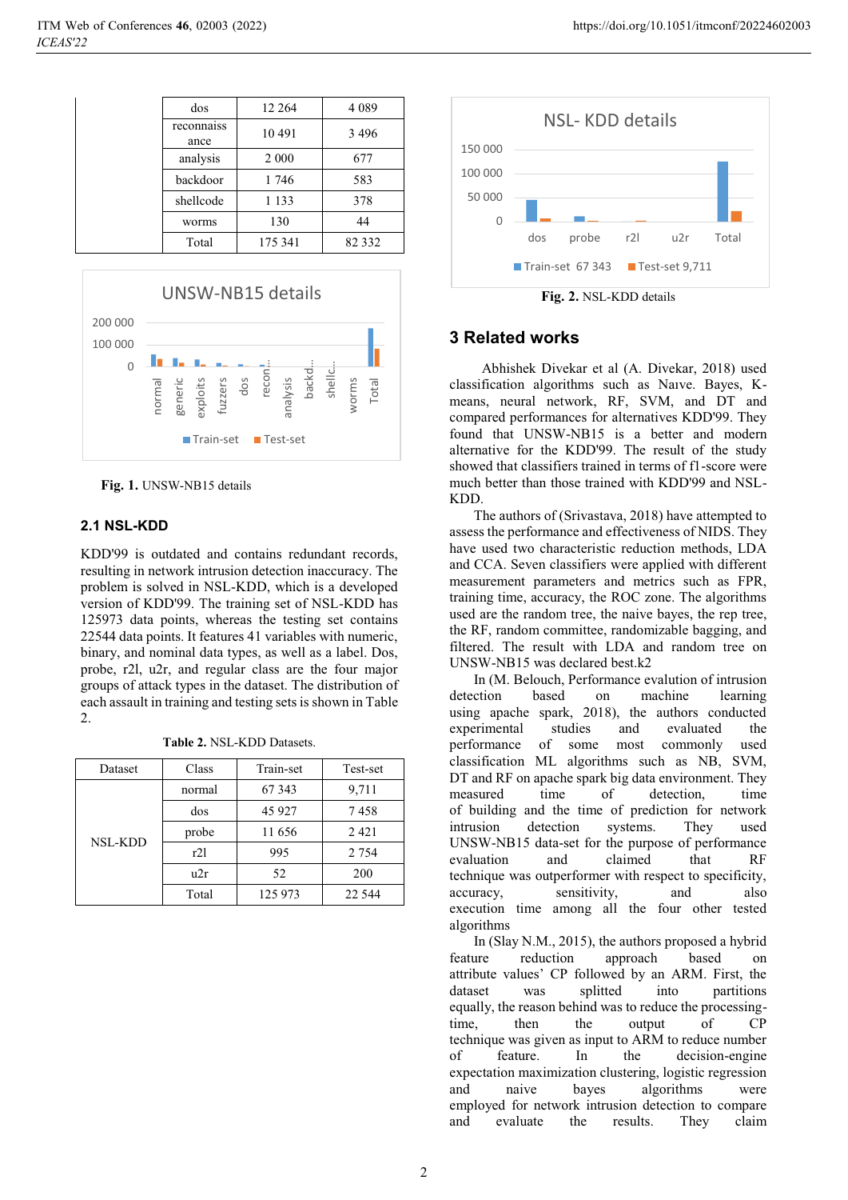| | dos | 12 264 | 4 089 |
|---|---|---|---|
| | reconnaissance | 10 491 | 3 496 |
| | analysis | 2 000 | 677 |
| | backdoor | 1 746 | 583 |
| | shellcode | 1 133 | 378 |
| | worms | 130 | 44 |
| | Total | 175 341 | 82 332 |

**Fig. 1.** UNSW-NB15 details

## 2.1 NSL-KDD

KDD'99 is outdated and contains redundant records, resulting in network intrusion detection inaccuracy. The problem is solved in NSL-KDD, which is a developed version of KDD'99. The training set of NSL-KDD has 125973 data points, whereas the testing set contains 22544 data points. It features 41 variables with numeric, binary, and nominal data types, as well as a label. Dos, probe, r2l, u2r, and regular class are the four major groups of attack types in the dataset. The distribution of each assault in training and testing sets is shown in Table 2.

**Table 2.** NSL-KDD Datasets.

| Dataset | Class | Train-set | Test-set |
|---|---|---|---|
| NSL-KDD | normal | 67 343 | 9,711 |
| | dos | 45 927 | 7 458 |
| | probe | 11 656 | 2 421 |
| | r2l | 995 | 2 754 |
| | u2r | 52 | 200 |
| | Total | 125 973 | 22 544 |

**Fig. 2.** NSL-KDD details

## 3 Related works

Abhishek Divekar et al (A. Divekar, 2018) used classification algorithms such as Naıve. Bayes, K-means, neural network, RF, SVM, and DT and compared performances for alternatives KDD'99. They found that UNSW-NB15 is a better and modern alternative for the KDD'99. The result of the study showed that classifiers trained in terms of f1-score were much better than those trained with KDD'99 and NSL-KDD.

The authors of (Srivastava, 2018) have attempted to assess the performance and effectiveness of NIDS. They have used two characteristic reduction methods, LDA and CCA. Seven classifiers were applied with different measurement parameters and metrics such as FPR, training time, accuracy, the ROC zone. The algorithms used are the random tree, the naive bayes, the rep tree, the RF, random committee, randomizable bagging, and filtered. The result with LDA and random tree on UNSW-NB15 was declared best.k2

In (M. Belouch, Performance evalution of intrusion detection based on machine learning using apache spark, 2018), the authors conducted experimental studies and evaluated the performance of some most commonly used classification ML algorithms such as NB, SVM, DT and RF on apache spark big data environment. They measured time of detection, time of building and the time of prediction for network intrusion detection systems. They used UNSW-NB15 data-set for the purpose of performance evaluation and claimed that RF technique was outperformer with respect to specificity, accuracy, sensitivity, and also execution time among all the four other tested algorithms

In (Slay N.M., 2015), the authors proposed a hybrid feature reduction approach based on attribute values' CP followed by an ARM. First, the dataset was splitted into partitions equally, the reason behind was to reduce the processing-time, then the output of CP technique was given as input to ARM to reduce number of feature. In the decision-engine expectation maximization clustering, logistic regression and naive bayes algorithms were employed for network intrusion detection to compare and evaluate the results. They claim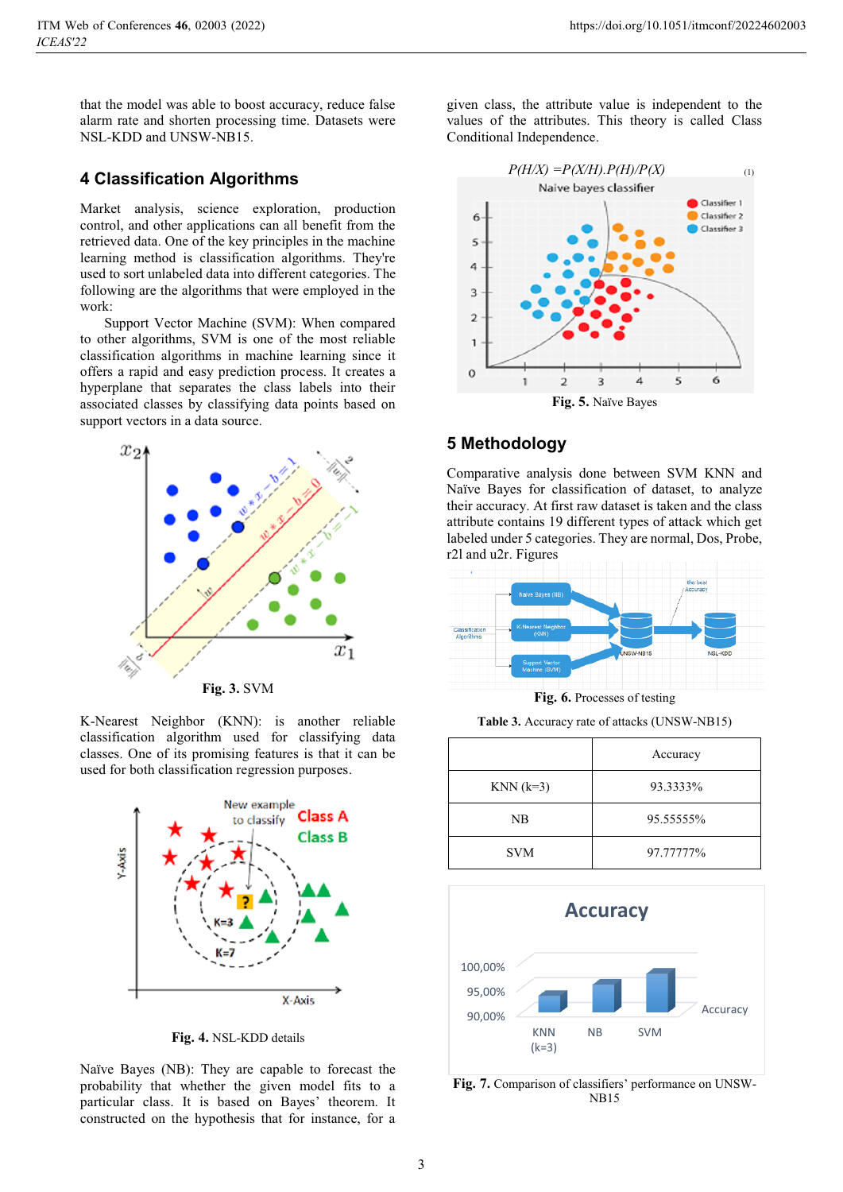that the model was able to boost accuracy, reduce false alarm rate and shorten processing time. Datasets were NSL-KDD and UNSW-NB15.

## 4 Classification Algorithms

Market analysis, science exploration, production control, and other applications can all benefit from the retrieved data. One of the key principles in the machine learning method is classification algorithms. They're used to sort unlabeled data into different categories. The following are the algorithms that were employed in the work:

Support Vector Machine (SVM): When compared to other algorithms, SVM is one of the most reliable classification algorithms in machine learning since it offers a rapid and easy prediction process. It creates a hyperplane that separates the class labels into their associated classes by classifying data points based on support vectors in a data source.

**Fig. 3.** SVM

K-Nearest Neighbor (KNN): is another reliable classification algorithm used for classifying data classes. One of its promising features is that it can be used for both classification regression purposes.

**Fig. 4.** NSL-KDD details

Naïve Bayes (NB): They are capable to forecast the probability that whether the given model fits to a particular class. It is based on Bayes' theorem. It constructed on the hypothesis that for instance, for a given class, the attribute value is independent to the values of the attributes. This theory is called Class Conditional Independence.

$$P(H/X) = P(X/H).P(H)/P(X) \quad (1)$$

**Fig. 5.** Naïve Bayes

## 5 Methodology

Comparative analysis done between SVM KNN and Naïve Bayes for classification of dataset, to analyze their accuracy. At first raw dataset is taken and the class attribute contains 19 different types of attack which get labeled under 5 categories. They are normal, Dos, Probe, r2l and u2r. Figures

**Fig. 6.** Processes of testing

**Table 3.** Accuracy rate of attacks (UNSW-NB15)

| | Accuracy |
|---|---|
| KNN (k=3) | 93.3333% |
| NB | 95.55555% |
| SVM | 97.77777% |

**Fig. 7.** Comparison of classifiers' performance on UNSW-NB15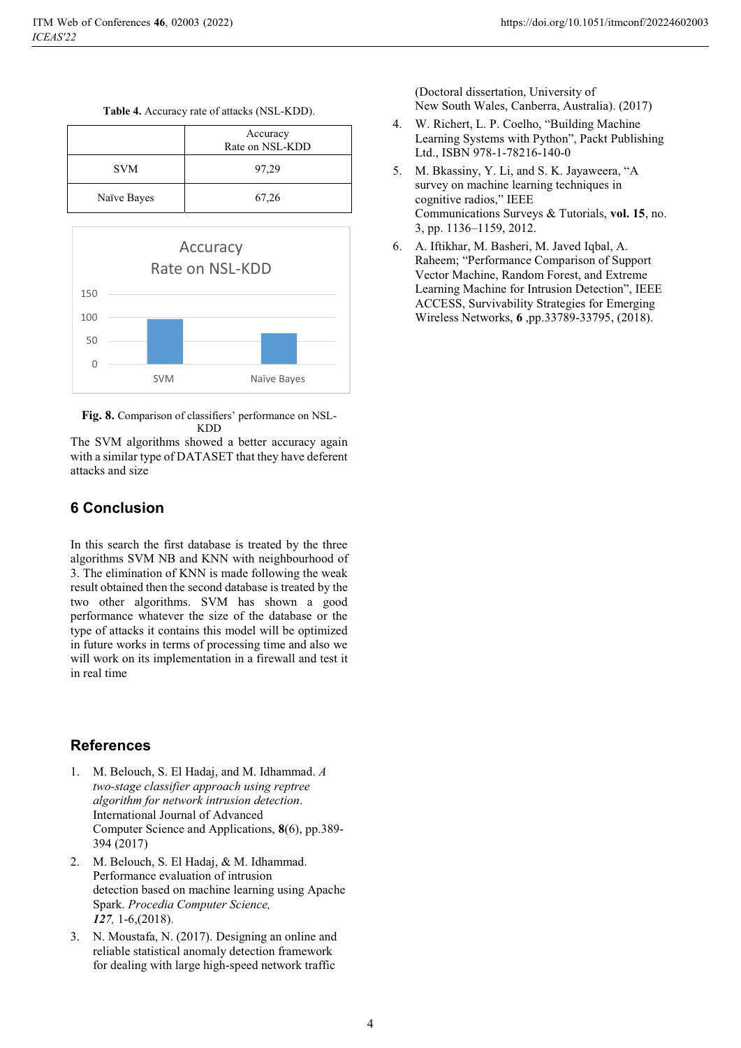**Table 4.** Accuracy rate of attacks (NSL-KDD).

| | Accuracy Rate on NSL-KDD |
|---|---|
| SVM | 97,29 |
| Naïve Bayes | 67,26 |

Accuracy
Rate on NSL-KDD

150
100
50
0

SVM
Naïve Bayes

**Fig. 8.** Comparison of classifiers' performance on NSL-KDD

The SVM algorithms showed a better accuracy again with a similar type of DATASET that they have deferent attacks and size

## 6 Conclusion

In this search the first database is treated by the three algorithms SVM NB and KNN with neighbourhood of 3. The elimination of KNN is made following the weak result obtained then the second database is treated by the two other algorithms. SVM has shown a good performance whatever the size of the database or the type of attacks it contains this model will be optimized in future works in terms of processing time and also we will work on its implementation in a firewall and test it in real time

## References

1. M. Belouch, S. El Hadaj, and M. Idhammad. *A two-stage classifier approach using reptree algorithm for network intrusion detection*. International Journal of Advanced Computer Science and Applications, **8**(6), pp.389-394 (2017)
2. M. Belouch, S. El Hadaj, & M. Idhammad. Performance evaluation of intrusion detection based on machine learning using Apache Spark. *Procedia Computer Science, 127,* 1-6,(2018).
3. N. Moustafa, N. (2017). Designing an online and reliable statistical anomaly detection framework for dealing with large high-speed network traffic (Doctoral dissertation, University of New South Wales, Canberra, Australia). (2017)
4. W. Richert, L. P. Coelho, "Building Machine Learning Systems with Python", Packt Publishing Ltd., ISBN 978-1-78216-140-0
5. M. Bkassiny, Y. Li, and S. K. Jayaweera, "A survey on machine learning techniques in cognitive radios," IEEE Communications Surveys & Tutorials, **vol. 15**, no. 3, pp. 1136–1159, 2012.
6. A. Iftikhar, M. Basheri, M. Javed Iqbal, A. Raheem; "Performance Comparison of Support Vector Machine, Random Forest, and Extreme Learning Machine for Intrusion Detection", IEEE ACCESS, Survivability Strategies for Emerging Wireless Networks, **6** ,pp.33789-33795, (2018).